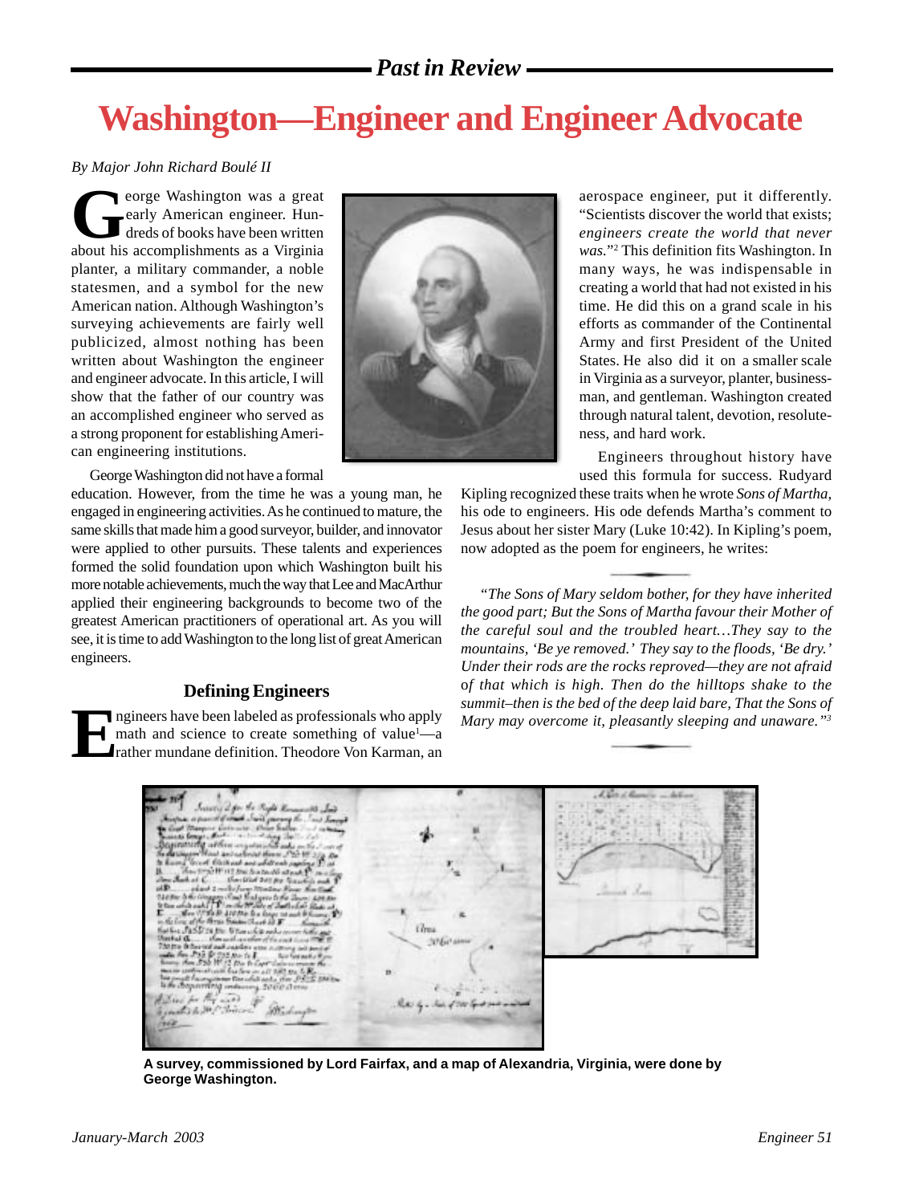# Washington—Engineer and Engineer Advocate

*By Major John Richard Boulé II*

George Washington was a great early American engineer. Hundreds of books have been written about his accomplishments as a Virginia planter, a military commander, a noble statesmen, and a symbol for the new American nation. Although Washington's surveying achievements are fairly well publicized, almost nothing has been written about Washington the engineer and engineer advocate. In this article, I will show that the father of our country was an accomplished engineer who served as a strong proponent for establishing American engineering institutions.

George Washington did not have a formal education. However, from the time he was a young man, he engaged in engineering activities. As he continued to mature, the same skills that made him a good surveyor, builder, and innovator were applied to other pursuits. These talents and experiences formed the solid foundation upon which Washington built his more notable achievements, much the way that Lee and MacArthur applied their engineering backgrounds to become two of the greatest American practitioners of operational art. As you will see, it is time to add Washington to the long list of great American engineers.

## Defining Engineers

Engineers have been labeled as professionals who apply math and science to create something of value[1]—a rather mundane definition. Theodore Von Karman, an aerospace engineer, put it differently. "Scientists discover the world that exists; *engineers create the world that never was.*"[2] This definition fits Washington. In many ways, he was indispensable in creating a world that had not existed in his time. He did this on a grand scale in his efforts as commander of the Continental Army and first President of the United States. He also did it on a smaller scale in Virginia as a surveyor, planter, businessman, and gentleman. Washington created through natural talent, devotion, resoluteness, and hard work.

Engineers throughout history have used this formula for success. Rudyard Kipling recognized these traits when he wrote *Sons of Martha*, his ode to engineers. His ode defends Martha's comment to Jesus about her sister Mary (Luke 10:42). In Kipling's poem, now adopted as the poem for engineers, he writes:

> *"The Sons of Mary seldom bother, for they have inherited the good part; But the Sons of Martha favour their Mother of the careful soul and the troubled heart…They say to the mountains, 'Be ye removed.' They say to the floods, 'Be dry.' Under their rods are the rocks reproved—they are not afraid of that which is high. Then do the hilltops shake to the summit–then is the bed of the deep laid bare, That the Sons of Mary may overcome it, pleasantly sleeping and unaware."*[3]

A survey, commissioned by Lord Fairfax, and a map of Alexandria, Virginia, were done by George Washington.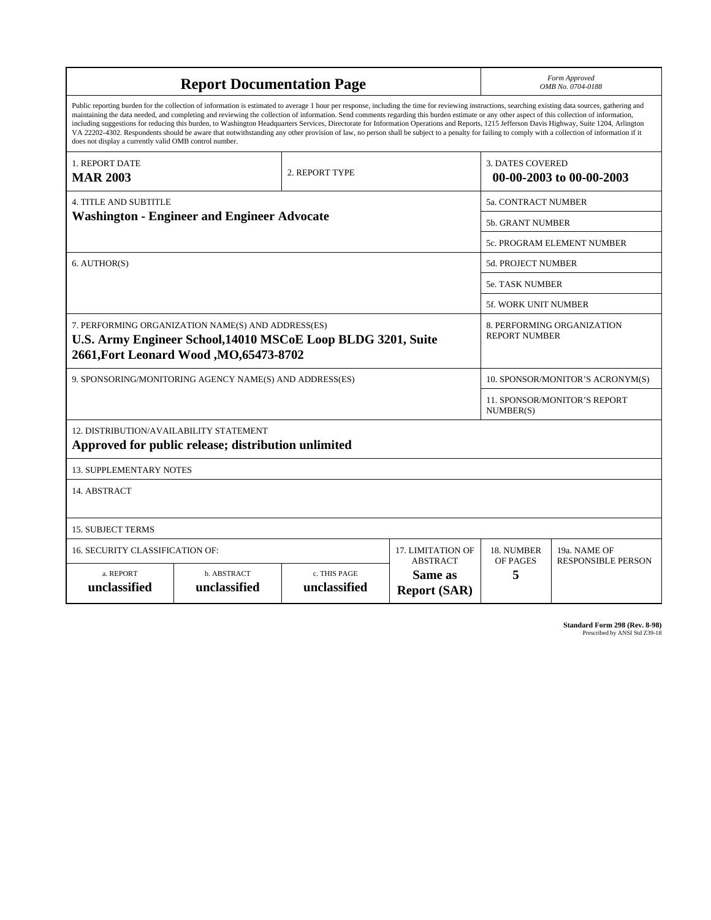# Report Documentation Page

*Form Approved*
*OMB No. 0704-0188*

Public reporting burden for the collection of information is estimated to average 1 hour per response, including the time for reviewing instructions, searching existing data sources, gathering and maintaining the data needed, and completing and reviewing the collection of information. Send comments regarding this burden estimate or any other aspect of this collection of information, including suggestions for reducing this burden, to Washington Headquarters Services, Directorate for Information Operations and Reports, 1215 Jefferson Davis Highway, Suite 1204, Arlington VA 22202-4302. Respondents should be aware that notwithstanding any other provision of law, no person shall be subject to a penalty for failing to comply with a collection of information if it does not display a currently valid OMB control number.

| | | |
|---|---|---|
| 1. REPORT DATE **MAR 2003** | 2. REPORT TYPE | 3. DATES COVERED **00-00-2003 to 00-00-2003** |
| 4. TITLE AND SUBTITLE **Washington - Engineer and Engineer Advocate** | | 5a. CONTRACT NUMBER |
| | | 5b. GRANT NUMBER |
| | | 5c. PROGRAM ELEMENT NUMBER |
| 6. AUTHOR(S) | | 5d. PROJECT NUMBER |
| | | 5e. TASK NUMBER |
| | | 5f. WORK UNIT NUMBER |
| 7. PERFORMING ORGANIZATION NAME(S) AND ADDRESS(ES) **U.S. Army Engineer School,14010 MSCoE Loop BLDG 3201, Suite 2661,Fort Leonard Wood ,MO,65473-8702** | | 8. PERFORMING ORGANIZATION REPORT NUMBER |
| 9. SPONSORING/MONITORING AGENCY NAME(S) AND ADDRESS(ES) | | 10. SPONSOR/MONITOR'S ACRONYM(S) |
| | | 11. SPONSOR/MONITOR'S REPORT NUMBER(S) |

12. DISTRIBUTION/AVAILABILITY STATEMENT
**Approved for public release; distribution unlimited**

13. SUPPLEMENTARY NOTES

14. ABSTRACT

15. SUBJECT TERMS

| 16. SECURITY CLASSIFICATION OF: | | | 17. LIMITATION OF ABSTRACT | 18. NUMBER OF PAGES | 19a. NAME OF RESPONSIBLE PERSON |
|---|---|---|---|---|---|
| a. REPORT **unclassified** | b. ABSTRACT **unclassified** | c. THIS PAGE **unclassified** | **Same as Report (SAR)** | **5** | |

**Standard Form 298 (Rev. 8-98)**
Prescribed by ANSI Std Z39-18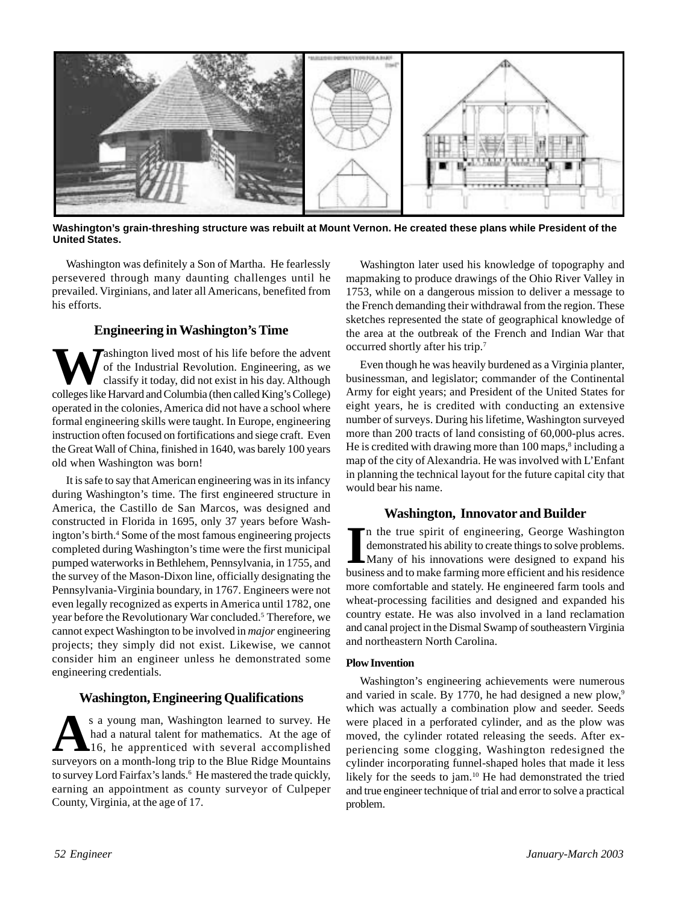Washington's grain-threshing structure was rebuilt at Mount Vernon. He created these plans while President of the United States.

Washington was definitely a Son of Martha. He fearlessly persevered through many daunting challenges until he prevailed. Virginians, and later all Americans, benefited from his efforts.

## Engineering in Washington's Time

Washington lived most of his life before the advent of the Industrial Revolution. Engineering, as we classify it today, did not exist in his day. Although colleges like Harvard and Columbia (then called King's College) operated in the colonies, America did not have a school where formal engineering skills were taught. In Europe, engineering instruction often focused on fortifications and siege craft. Even the Great Wall of China, finished in 1640, was barely 100 years old when Washington was born!

It is safe to say that American engineering was in its infancy during Washington's time. The first engineered structure in America, the Castillo de San Marcos, was designed and constructed in Florida in 1695, only 37 years before Washington's birth.[4] Some of the most famous engineering projects completed during Washington's time were the first municipal pumped waterworks in Bethlehem, Pennsylvania, in 1755, and the survey of the Mason-Dixon line, officially designating the Pennsylvania-Virginia boundary, in 1767. Engineers were not even legally recognized as experts in America until 1782, one year before the Revolutionary War concluded.[5] Therefore, we cannot expect Washington to be involved in *major* engineering projects; they simply did not exist. Likewise, we cannot consider him an engineer unless he demonstrated some engineering credentials.

## Washington, Engineering Qualifications

As a young man, Washington learned to survey. He had a natural talent for mathematics. At the age of 16, he apprenticed with several accomplished surveyors on a month-long trip to the Blue Ridge Mountains to survey Lord Fairfax's lands.[6] He mastered the trade quickly, earning an appointment as county surveyor of Culpeper County, Virginia, at the age of 17.

Washington later used his knowledge of topography and mapmaking to produce drawings of the Ohio River Valley in 1753, while on a dangerous mission to deliver a message to the French demanding their withdrawal from the region. These sketches represented the state of geographical knowledge of the area at the outbreak of the French and Indian War that occurred shortly after his trip.[7]

Even though he was heavily burdened as a Virginia planter, businessman, and legislator; commander of the Continental Army for eight years; and President of the United States for eight years, he is credited with conducting an extensive number of surveys. During his lifetime, Washington surveyed more than 200 tracts of land consisting of 60,000-plus acres. He is credited with drawing more than 100 maps,[8] including a map of the city of Alexandria. He was involved with L'Enfant in planning the technical layout for the future capital city that would bear his name.

## Washington, Innovator and Builder

In the true spirit of engineering, George Washington demonstrated his ability to create things to solve problems. Many of his innovations were designed to expand his business and to make farming more efficient and his residence more comfortable and stately. He engineered farm tools and wheat-processing facilities and designed and expanded his country estate. He was also involved in a land reclamation and canal project in the Dismal Swamp of southeastern Virginia and northeastern North Carolina.

### Plow Invention

Washington's engineering achievements were numerous and varied in scale. By 1770, he had designed a new plow,[9] which was actually a combination plow and seeder. Seeds were placed in a perforated cylinder, and as the plow was moved, the cylinder rotated releasing the seeds. After experiencing some clogging, Washington redesigned the cylinder incorporating funnel-shaped holes that made it less likely for the seeds to jam.[10] He had demonstrated the tried and true engineer technique of trial and error to solve a practical problem.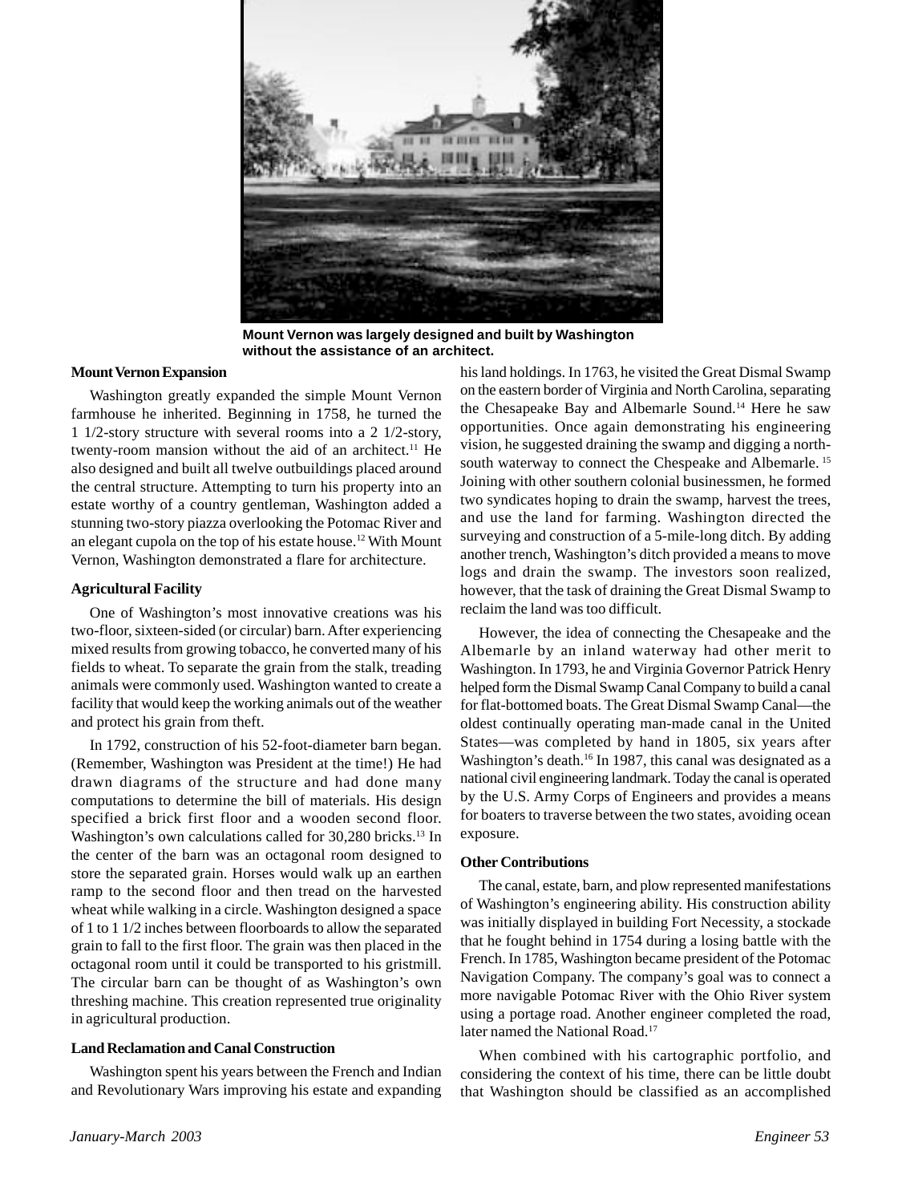Mount Vernon was largely designed and built by Washington without the assistance of an architect.

### Mount Vernon Expansion

Washington greatly expanded the simple Mount Vernon farmhouse he inherited. Beginning in 1758, he turned the 1 1/2-story structure with several rooms into a 2 1/2-story, twenty-room mansion without the aid of an architect.[11] He also designed and built all twelve outbuildings placed around the central structure. Attempting to turn his property into an estate worthy of a country gentleman, Washington added a stunning two-story piazza overlooking the Potomac River and an elegant cupola on the top of his estate house.[12] With Mount Vernon, Washington demonstrated a flare for architecture.

### Agricultural Facility

One of Washington's most innovative creations was his two-floor, sixteen-sided (or circular) barn. After experiencing mixed results from growing tobacco, he converted many of his fields to wheat. To separate the grain from the stalk, treading animals were commonly used. Washington wanted to create a facility that would keep the working animals out of the weather and protect his grain from theft.

In 1792, construction of his 52-foot-diameter barn began. (Remember, Washington was President at the time!) He had drawn diagrams of the structure and had done many computations to determine the bill of materials. His design specified a brick first floor and a wooden second floor. Washington's own calculations called for 30,280 bricks.[13] In the center of the barn was an octagonal room designed to store the separated grain. Horses would walk up an earthen ramp to the second floor and then tread on the harvested wheat while walking in a circle. Washington designed a space of 1 to 1 1/2 inches between floorboards to allow the separated grain to fall to the first floor. The grain was then placed in the octagonal room until it could be transported to his gristmill. The circular barn can be thought of as Washington's own threshing machine. This creation represented true originality in agricultural production.

### Land Reclamation and Canal Construction

Washington spent his years between the French and Indian and Revolutionary Wars improving his estate and expanding his land holdings. In 1763, he visited the Great Dismal Swamp on the eastern border of Virginia and North Carolina, separating the Chesapeake Bay and Albemarle Sound.[14] Here he saw opportunities. Once again demonstrating his engineering vision, he suggested draining the swamp and digging a north-south waterway to connect the Chespeake and Albemarle.[15] Joining with other southern colonial businessmen, he formed two syndicates hoping to drain the swamp, harvest the trees, and use the land for farming. Washington directed the surveying and construction of a 5-mile-long ditch. By adding another trench, Washington's ditch provided a means to move logs and drain the swamp. The investors soon realized, however, that the task of draining the Great Dismal Swamp to reclaim the land was too difficult.

However, the idea of connecting the Chesapeake and the Albemarle by an inland waterway had other merit to Washington. In 1793, he and Virginia Governor Patrick Henry helped form the Dismal Swamp Canal Company to build a canal for flat-bottomed boats. The Great Dismal Swamp Canal—the oldest continually operating man-made canal in the United States—was completed by hand in 1805, six years after Washington's death.[16] In 1987, this canal was designated as a national civil engineering landmark. Today the canal is operated by the U.S. Army Corps of Engineers and provides a means for boaters to traverse between the two states, avoiding ocean exposure.

### Other Contributions

The canal, estate, barn, and plow represented manifestations of Washington's engineering ability. His construction ability was initially displayed in building Fort Necessity, a stockade that he fought behind in 1754 during a losing battle with the French. In 1785, Washington became president of the Potomac Navigation Company. The company's goal was to connect a more navigable Potomac River with the Ohio River system using a portage road. Another engineer completed the road, later named the National Road.[17]

When combined with his cartographic portfolio, and considering the context of his time, there can be little doubt that Washington should be classified as an accomplished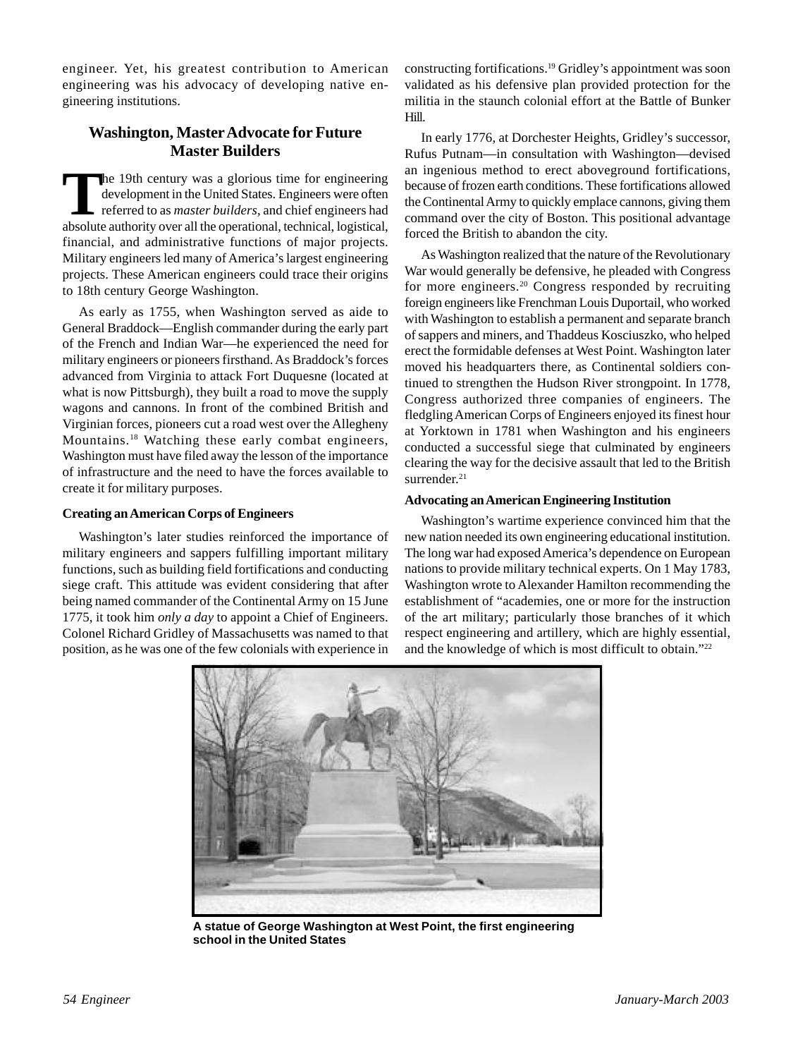engineer. Yet, his greatest contribution to American engineering was his advocacy of developing native engineering institutions.

## Washington, Master Advocate for Future Master Builders

The 19th century was a glorious time for engineering development in the United States. Engineers were often referred to as *master builders*, and chief engineers had absolute authority over all the operational, technical, logistical, financial, and administrative functions of major projects. Military engineers led many of America's largest engineering projects. These American engineers could trace their origins to 18th century George Washington.

As early as 1755, when Washington served as aide to General Braddock—English commander during the early part of the French and Indian War—he experienced the need for military engineers or pioneers firsthand. As Braddock's forces advanced from Virginia to attack Fort Duquesne (located at what is now Pittsburgh), they built a road to move the supply wagons and cannons. In front of the combined British and Virginian forces, pioneers cut a road west over the Allegheny Mountains.[18] Watching these early combat engineers, Washington must have filed away the lesson of the importance of infrastructure and the need to have the forces available to create it for military purposes.

### Creating an American Corps of Engineers

Washington's later studies reinforced the importance of military engineers and sappers fulfilling important military functions, such as building field fortifications and conducting siege craft. This attitude was evident considering that after being named commander of the Continental Army on 15 June 1775, it took him *only a day* to appoint a Chief of Engineers. Colonel Richard Gridley of Massachusetts was named to that position, as he was one of the few colonials with experience in constructing fortifications.[19] Gridley's appointment was soon validated as his defensive plan provided protection for the militia in the staunch colonial effort at the Battle of Bunker Hill.

In early 1776, at Dorchester Heights, Gridley's successor, Rufus Putnam—in consultation with Washington—devised an ingenious method to erect aboveground fortifications, because of frozen earth conditions. These fortifications allowed the Continental Army to quickly emplace cannons, giving them command over the city of Boston. This positional advantage forced the British to abandon the city.

As Washington realized that the nature of the Revolutionary War would generally be defensive, he pleaded with Congress for more engineers.[20] Congress responded by recruiting foreign engineers like Frenchman Louis Duportail, who worked with Washington to establish a permanent and separate branch of sappers and miners, and Thaddeus Kosciuszko, who helped erect the formidable defenses at West Point. Washington later moved his headquarters there, as Continental soldiers continued to strengthen the Hudson River strongpoint. In 1778, Congress authorized three companies of engineers. The fledgling American Corps of Engineers enjoyed its finest hour at Yorktown in 1781 when Washington and his engineers conducted a successful siege that culminated by engineers clearing the way for the decisive assault that led to the British surrender.[21]

### Advocating an American Engineering Institution

Washington's wartime experience convinced him that the new nation needed its own engineering educational institution. The long war had exposed America's dependence on European nations to provide military technical experts. On 1 May 1783, Washington wrote to Alexander Hamilton recommending the establishment of "academies, one or more for the instruction of the art military; particularly those branches of it which respect engineering and artillery, which are highly essential, and the knowledge of which is most difficult to obtain."[22]

**A statue of George Washington at West Point, the first engineering school in the United States**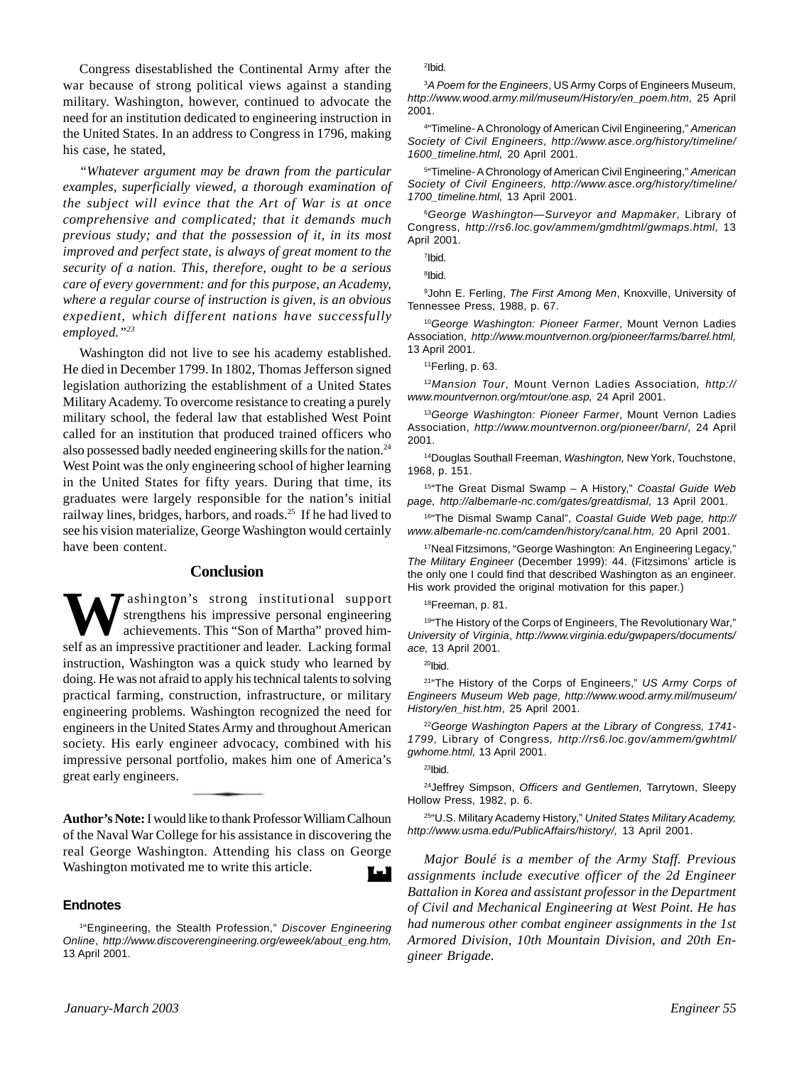Congress disestablished the Continental Army after the war because of strong political views against a standing military. Washington, however, continued to advocate the need for an institution dedicated to engineering instruction in the United States. In an address to Congress in 1796, making his case, he stated,

*"Whatever argument may be drawn from the particular examples, superficially viewed, a thorough examination of the subject will evince that the Art of War is at once comprehensive and complicated; that it demands much previous study; and that the possession of it, in its most improved and perfect state, is always of great moment to the security of a nation. This, therefore, ought to be a serious care of every government: and for this purpose, an Academy, where a regular course of instruction is given, is an obvious expedient, which different nations have successfully employed."*[23]

Washington did not live to see his academy established. He died in December 1799. In 1802, Thomas Jefferson signed legislation authorizing the establishment of a United States Military Academy. To overcome resistance to creating a purely military school, the federal law that established West Point called for an institution that produced trained officers who also possessed badly needed engineering skills for the nation.[24] West Point was the only engineering school of higher learning in the United States for fifty years. During that time, its graduates were largely responsible for the nation's initial railway lines, bridges, harbors, and roads.[25] If he had lived to see his vision materialize, George Washington would certainly have been content.

## Conclusion

Washington's strong institutional support strengthens his impressive personal engineering achievements. This "Son of Martha" proved himself as an impressive practitioner and leader. Lacking formal instruction, Washington was a quick study who learned by doing. He was not afraid to apply his technical talents to solving practical farming, construction, infrastructure, or military engineering problems. Washington recognized the need for engineers in the United States Army and throughout American society. His early engineer advocacy, combined with his impressive personal portfolio, makes him one of America's great early engineers.

**Author's Note:** I would like to thank Professor William Calhoun of the Naval War College for his assistance in discovering the real George Washington. Attending his class on George Washington motivated me to write this article.

### Endnotes

[1]"Engineering, the Stealth Profession," *Discover Engineering Online*, *http://www.discoverengineering.org/eweek/about_eng.htm,* 13 April 2001.

[2]Ibid.

[3]*A Poem for the Engineers*, US Army Corps of Engineers Museum, *http://www.wood.army.mil/museum/History/en_poem.htm,* 25 April 2001.

[4]"Timeline- A Chronology of American Civil Engineering," *American Society of Civil Engineers*, *http://www.asce.org/history/timeline/1600_timeline.html,* 20 April 2001.

[5]"Timeline- A Chronology of American Civil Engineering," *American Society of Civil Engineers, http://www.asce.org/history/timeline/1700_timeline.html,* 13 April 2001.

[6]*George Washington—Surveyor and Mapmaker*, Library of Congress, *http://rs6.loc.gov/ammem/gmdhtml/gwmaps.html,* 13 April 2001.

[7]Ibid.

[8]Ibid.

[9]John E. Ferling, *The First Among Men*, Knoxville, University of Tennessee Press, 1988, p. 67.

[10]*George Washington: Pioneer Farmer*, Mount Vernon Ladies Association, *http://www.mountvernon.org/pioneer/farms/barrel.html,* 13 April 2001.

[11]Ferling, p. 63.

[12]*Mansion Tour*, Mount Vernon Ladies Association*, http://www.mountvernon.org/mtour/one.asp,* 24 April 2001.

[13]*George Washington: Pioneer Farmer*, Mount Vernon Ladies Association, *http://www.mountvernon.org/pioneer/barn/,* 24 April 2001.

[14]Douglas Southall Freeman, *Washington,* New York, Touchstone, 1968, p. 151.

[15]"The Great Dismal Swamp – A History," *Coastal Guide Web page, http://albemarle-nc.com/gates/greatdismal,* 13 April 2001.

[16]"The Dismal Swamp Canal", *Coastal Guide Web page, http://www.albemarle-nc.com/camden/history/canal.htm,* 20 April 2001.

[17]Neal Fitzsimons, "George Washington: An Engineering Legacy," *The Military Engineer* (December 1999): 44. (Fitzsimons' article is the only one I could find that described Washington as an engineer. His work provided the original motivation for this paper.)

[18]Freeman, p. 81.

[19]"The History of the Corps of Engineers, The Revolutionary War," *University of Virginia*, *http://www.virginia.edu/gwpapers/documents/ace,* 13 April 2001.

[20]Ibid.

[21]"The History of the Corps of Engineers," *US Army Corps of Engineers Museum Web page, http://www.wood.army.mil/museum/History/en_hist.htm*, 25 April 2001.

[22]*George Washington Papers at the Library of Congress, 1741-1799*, Library of Congress*, http://rs6.loc.gov/ammem/gwhtml/gwhome.html,* 13 April 2001.

[23]Ibid.

[24]Jeffrey Simpson, *Officers and Gentlemen,* Tarrytown, Sleepy Hollow Press, 1982, p. 6.

[25]"U.S. Military Academy History," *United States Military Academy, http://www.usma.edu/PublicAffairs/history/,* 13 April 2001.

*Major Boulé is a member of the Army Staff. Previous assignments include executive officer of the 2d Engineer Battalion in Korea and assistant professor in the Department of Civil and Mechanical Engineering at West Point. He has had numerous other combat engineer assignments in the 1st Armored Division, 10th Mountain Division, and 20th Engineer Brigade.*